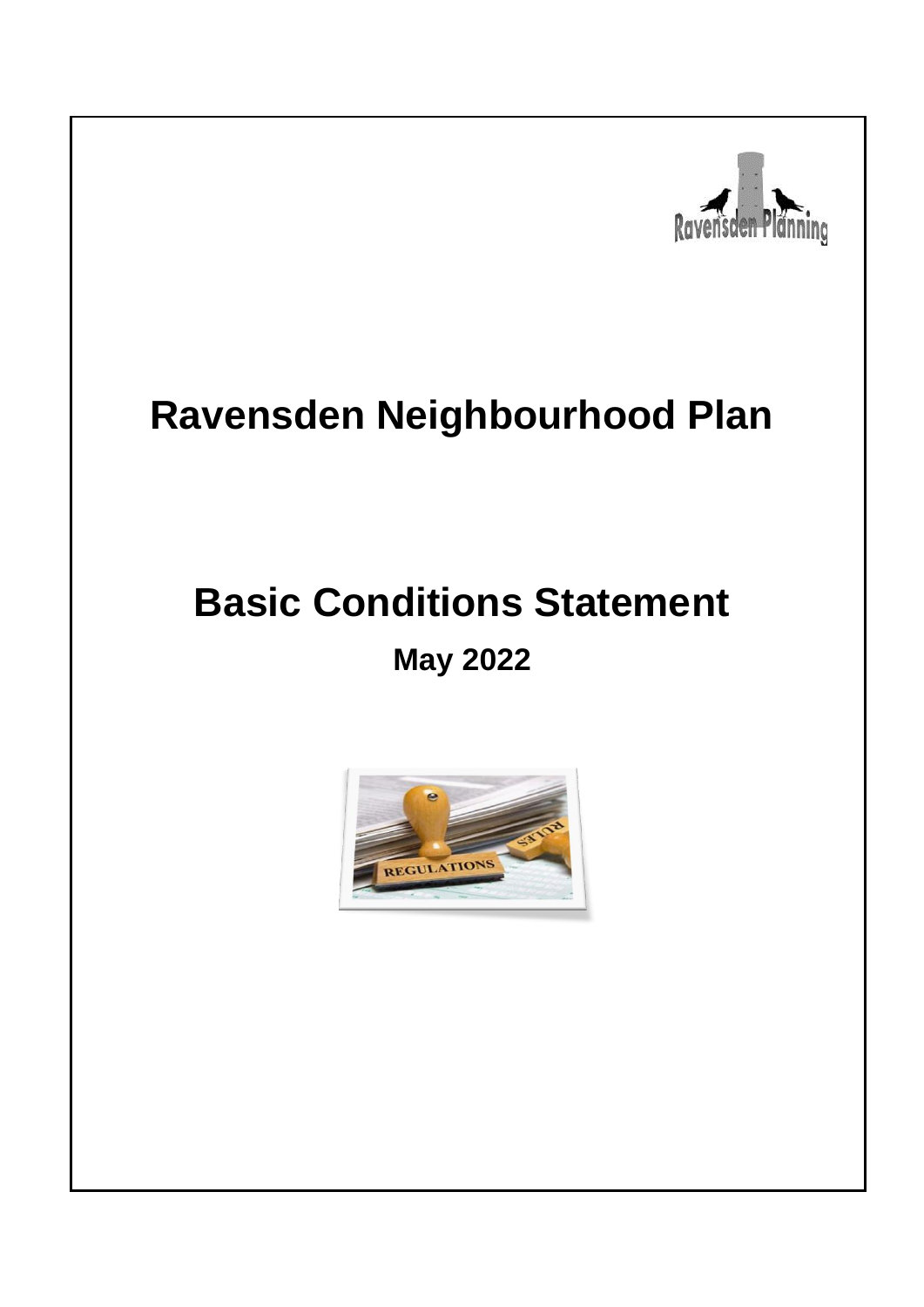# Ravensden Neighbourhood Plan

## Basic Conditions Statement

### May 2022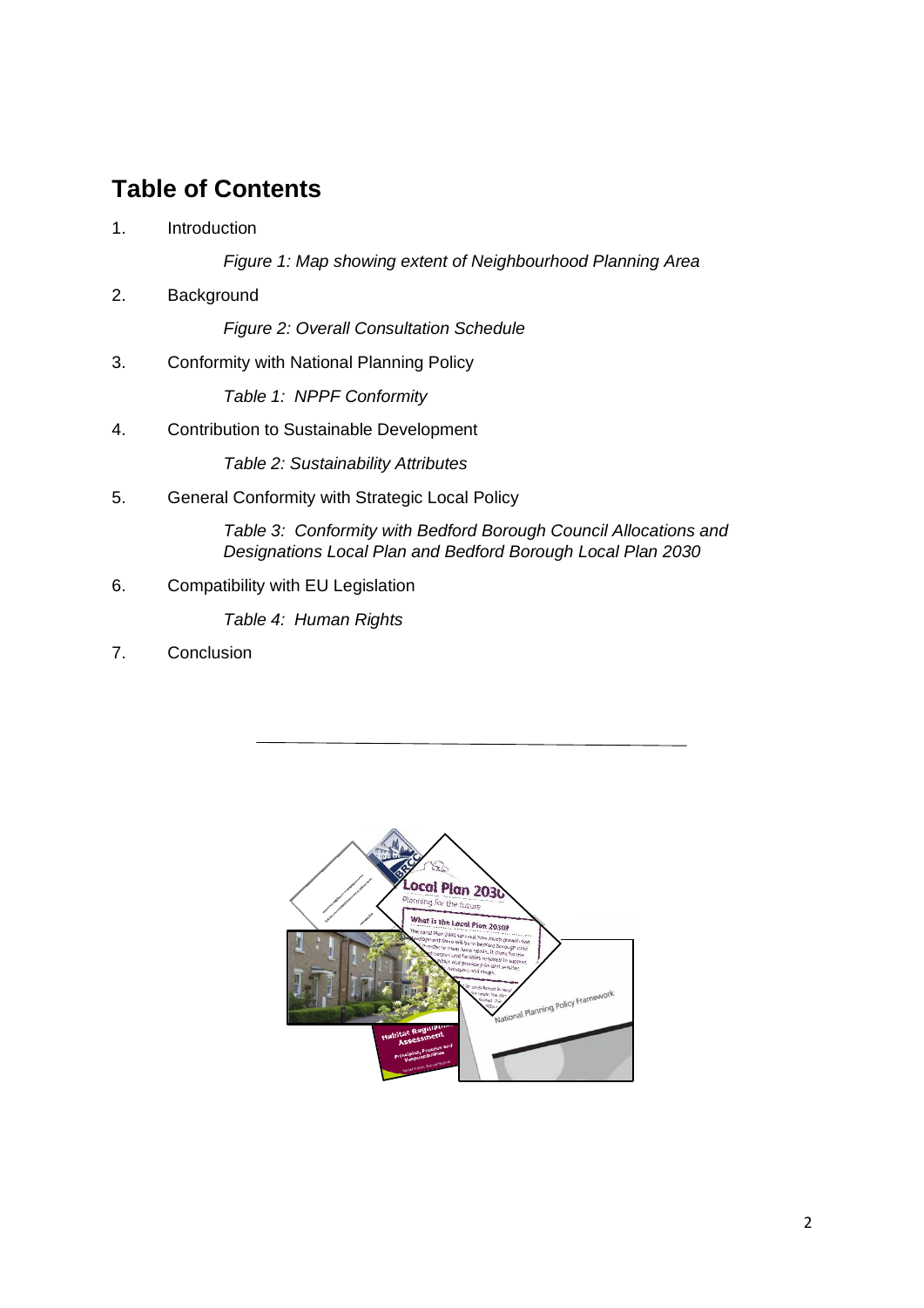# Table of Contents

1. Introduction

   *Figure 1: Map showing extent of Neighbourhood Planning Area*

2. Background

   *Figure 2: Overall Consultation Schedule*

3. Conformity with National Planning Policy

   *Table 1: NPPF Conformity*

4. Contribution to Sustainable Development

   *Table 2: Sustainability Attributes*

5. General Conformity with Strategic Local Policy

   *Table 3: Conformity with Bedford Borough Council Allocations and Designations Local Plan and Bedford Borough Local Plan 2030*

6. Compatibility with EU Legislation

   *Table 4: Human Rights*

7. Conclusion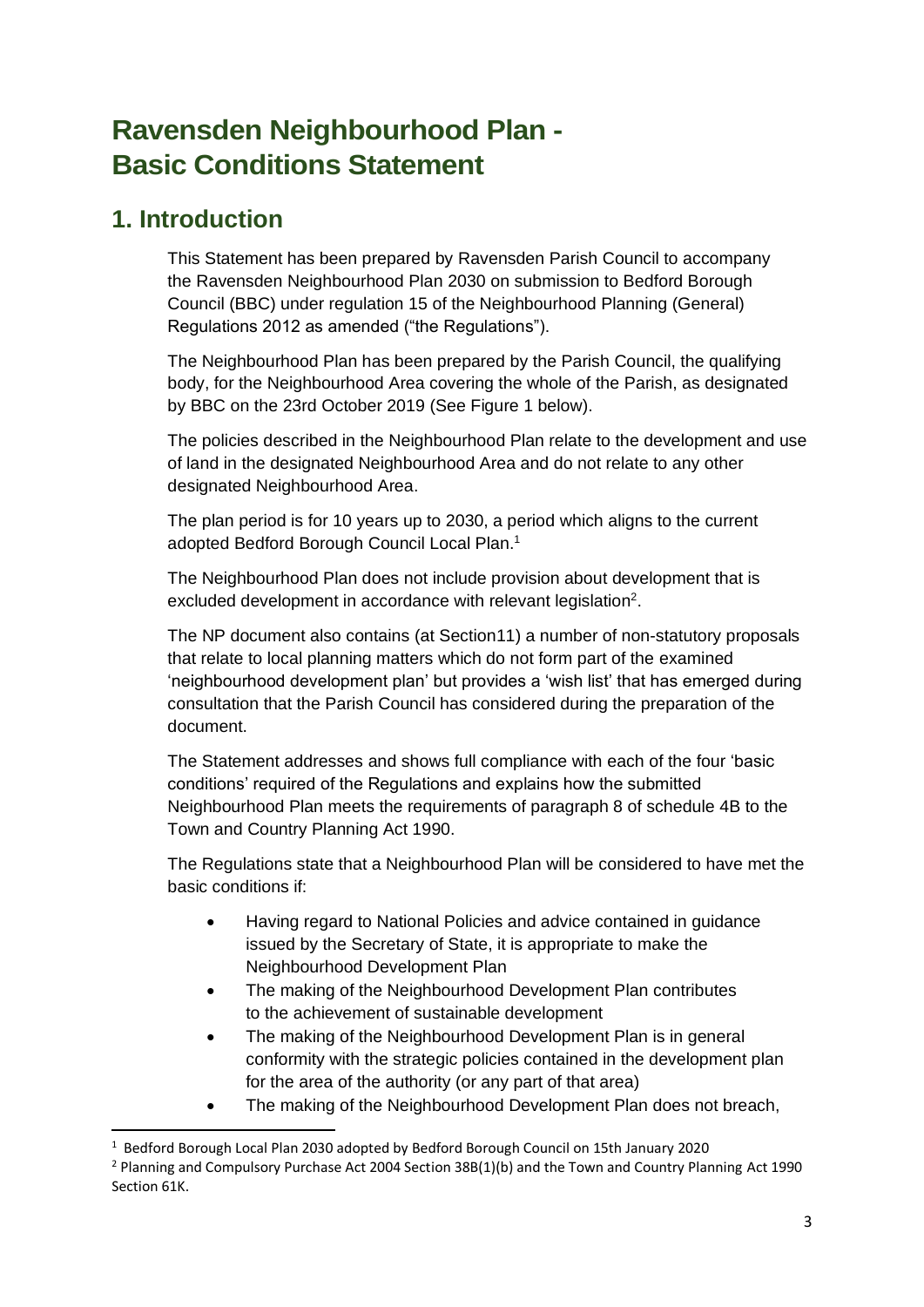# Ravensden Neighbourhood Plan - Basic Conditions Statement

## 1. Introduction

This Statement has been prepared by Ravensden Parish Council to accompany the Ravensden Neighbourhood Plan 2030 on submission to Bedford Borough Council (BBC) under regulation 15 of the Neighbourhood Planning (General) Regulations 2012 as amended ("the Regulations").

The Neighbourhood Plan has been prepared by the Parish Council, the qualifying body, for the Neighbourhood Area covering the whole of the Parish, as designated by BBC on the 23rd October 2019 (See Figure 1 below).

The policies described in the Neighbourhood Plan relate to the development and use of land in the designated Neighbourhood Area and do not relate to any other designated Neighbourhood Area.

The plan period is for 10 years up to 2030, a period which aligns to the current adopted Bedford Borough Council Local Plan.[1]

The Neighbourhood Plan does not include provision about development that is excluded development in accordance with relevant legislation[2].

The NP document also contains (at Section11) a number of non-statutory proposals that relate to local planning matters which do not form part of the examined 'neighbourhood development plan' but provides a 'wish list' that has emerged during consultation that the Parish Council has considered during the preparation of the document.

The Statement addresses and shows full compliance with each of the four 'basic conditions' required of the Regulations and explains how the submitted Neighbourhood Plan meets the requirements of paragraph 8 of schedule 4B to the Town and Country Planning Act 1990.

The Regulations state that a Neighbourhood Plan will be considered to have met the basic conditions if:

- Having regard to National Policies and advice contained in guidance issued by the Secretary of State, it is appropriate to make the Neighbourhood Development Plan
- The making of the Neighbourhood Development Plan contributes to the achievement of sustainable development
- The making of the Neighbourhood Development Plan is in general conformity with the strategic policies contained in the development plan for the area of the authority (or any part of that area)
- The making of the Neighbourhood Development Plan does not breach,

[1] Bedford Borough Local Plan 2030 adopted by Bedford Borough Council on 15th January 2020

[2] Planning and Compulsory Purchase Act 2004 Section 38B(1)(b) and the Town and Country Planning Act 1990 Section 61K.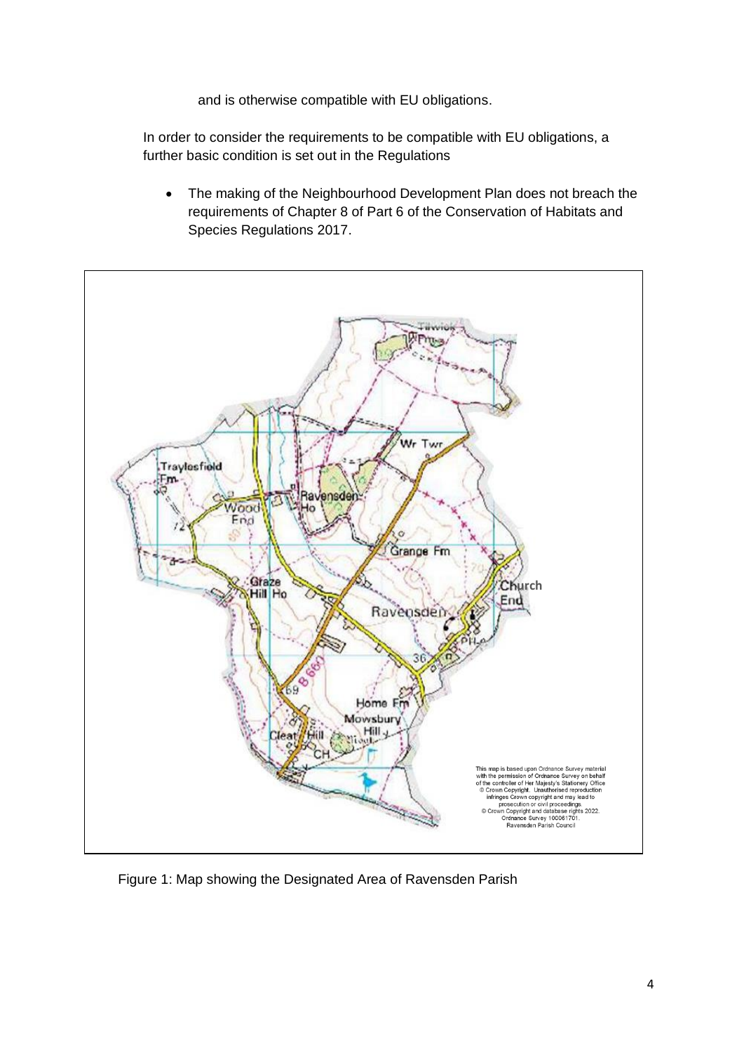and is otherwise compatible with EU obligations.

In order to consider the requirements to be compatible with EU obligations, a further basic condition is set out in the Regulations

- The making of the Neighbourhood Development Plan does not breach the requirements of Chapter 8 of Part 6 of the Conservation of Habitats and Species Regulations 2017.

Figure 1: Map showing the Designated Area of Ravensden Parish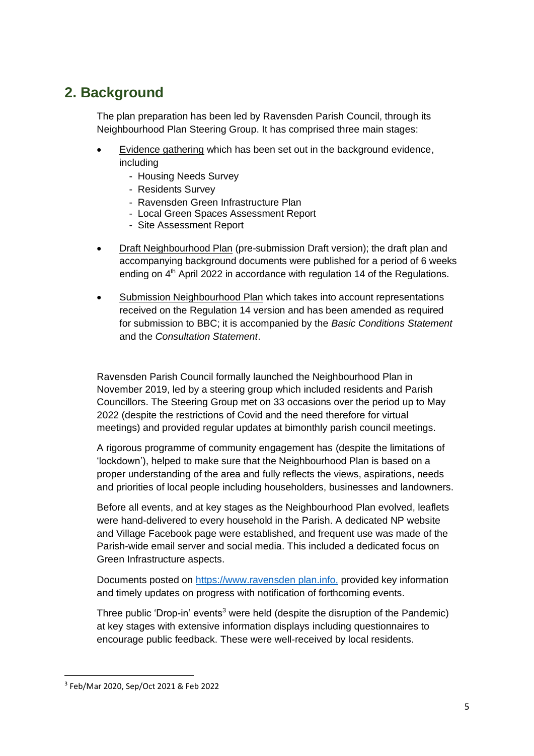## 2. Background

The plan preparation has been led by Ravensden Parish Council, through its Neighbourhood Plan Steering Group. It has comprised three main stages:

- Evidence gathering which has been set out in the background evidence, including
  - Housing Needs Survey
  - Residents Survey
  - Ravensden Green Infrastructure Plan
  - Local Green Spaces Assessment Report
  - Site Assessment Report

- Draft Neighbourhood Plan (pre-submission Draft version); the draft plan and accompanying background documents were published for a period of 6 weeks ending on 4th April 2022 in accordance with regulation 14 of the Regulations.

- Submission Neighbourhood Plan which takes into account representations received on the Regulation 14 version and has been amended as required for submission to BBC; it is accompanied by the *Basic Conditions Statement* and the *Consultation Statement*.

Ravensden Parish Council formally launched the Neighbourhood Plan in November 2019, led by a steering group which included residents and Parish Councillors. The Steering Group met on 33 occasions over the period up to May 2022 (despite the restrictions of Covid and the need therefore for virtual meetings) and provided regular updates at bimonthly parish council meetings.

A rigorous programme of community engagement has (despite the limitations of 'lockdown'), helped to make sure that the Neighbourhood Plan is based on a proper understanding of the area and fully reflects the views, aspirations, needs and priorities of local people including householders, businesses and landowners.

Before all events, and at key stages as the Neighbourhood Plan evolved, leaflets were hand-delivered to every household in the Parish. A dedicated NP website and Village Facebook page were established, and frequent use was made of the Parish-wide email server and social media. This included a dedicated focus on Green Infrastructure aspects.

Documents posted on https://www.ravensden plan.info, provided key information and timely updates on progress with notification of forthcoming events.

Three public 'Drop-in' events[3] were held (despite the disruption of the Pandemic) at key stages with extensive information displays including questionnaires to encourage public feedback. These were well-received by local residents.

[3] Feb/Mar 2020, Sep/Oct 2021 & Feb 2022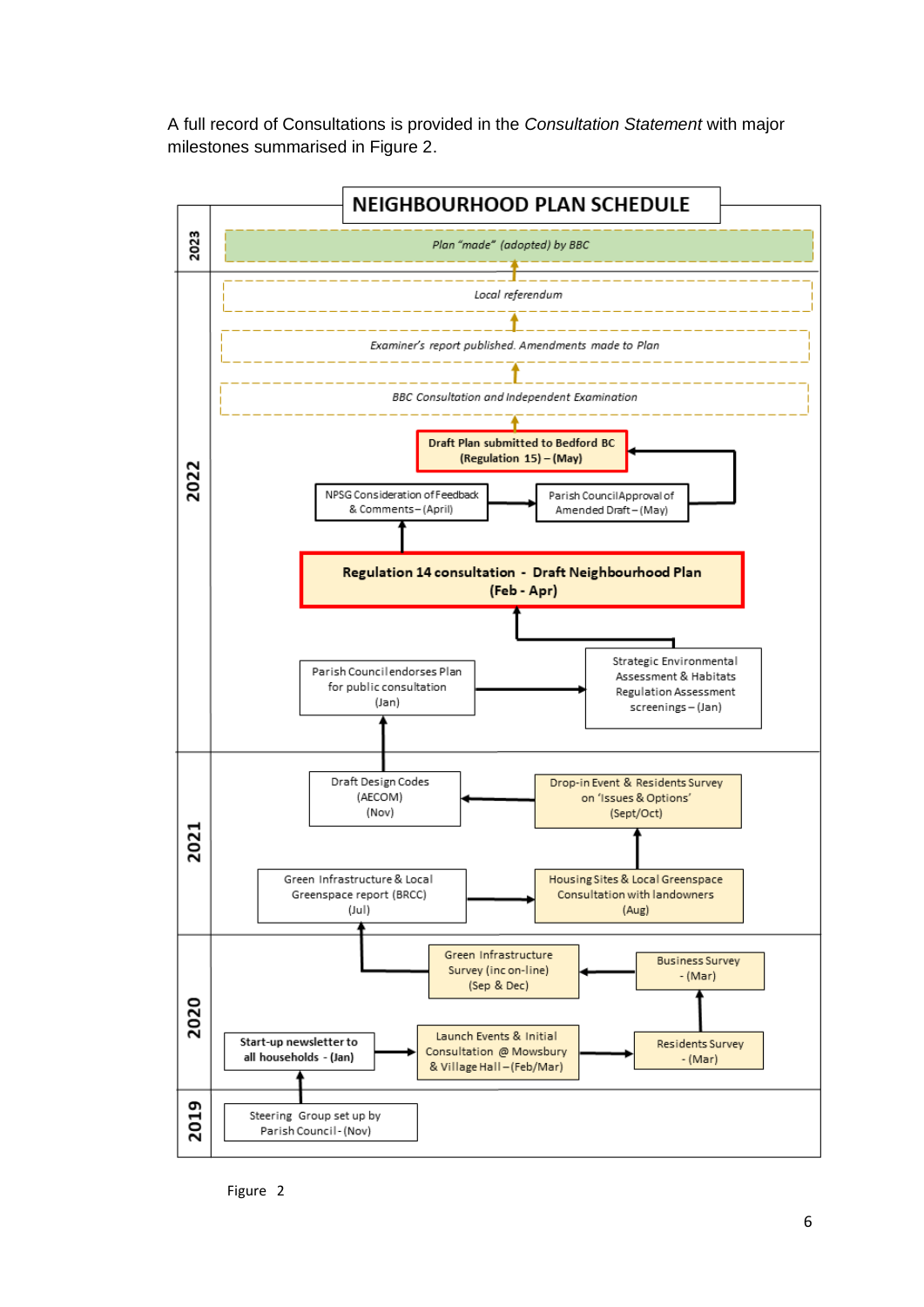A full record of Consultations is provided in the *Consultation Statement* with major milestones summarised in Figure 2.

## NEIGHBOURHOOD PLAN SCHEDULE

**2023**

- *Plan "made" (adopted) by BBC*

**2022**

- *Local referendum*
- *Examiner's report published. Amendments made to Plan*
- *BBC Consultation and Independent Examination*
- **Draft Plan submitted to Bedford BC (Regulation 15) – (May)**
- NPSG Consideration of Feedback & Comments – (April)
- Parish Council Approval of Amended Draft – (May)
- **Regulation 14 consultation - Draft Neighbourhood Plan (Feb - Apr)**
- Parish Council endorses Plan for public consultation (Jan)
- Strategic Environmental Assessment & Habitats Regulation Assessment screenings – (Jan)

**2021**

- Draft Design Codes (AECOM) (Nov)
- Drop-in Event & Residents Survey on 'Issues & Options' (Sept/Oct)
- Green Infrastructure & Local Greenspace report (BRCC) (Jul)
- Housing Sites & Local Greenspace Consultation with landowners (Aug)

**2020**

- Green Infrastructure Survey (inc on-line) (Sep & Dec)
- Business Survey - (Mar)
- **Start-up newsletter to all households - (Jan)**
- Launch Events & Initial Consultation @ Mowsbury & Village Hall – (Feb/Mar)
- Residents Survey - (Mar)

**2019**

- Steering Group set up by Parish Council - (Nov)

Figure 2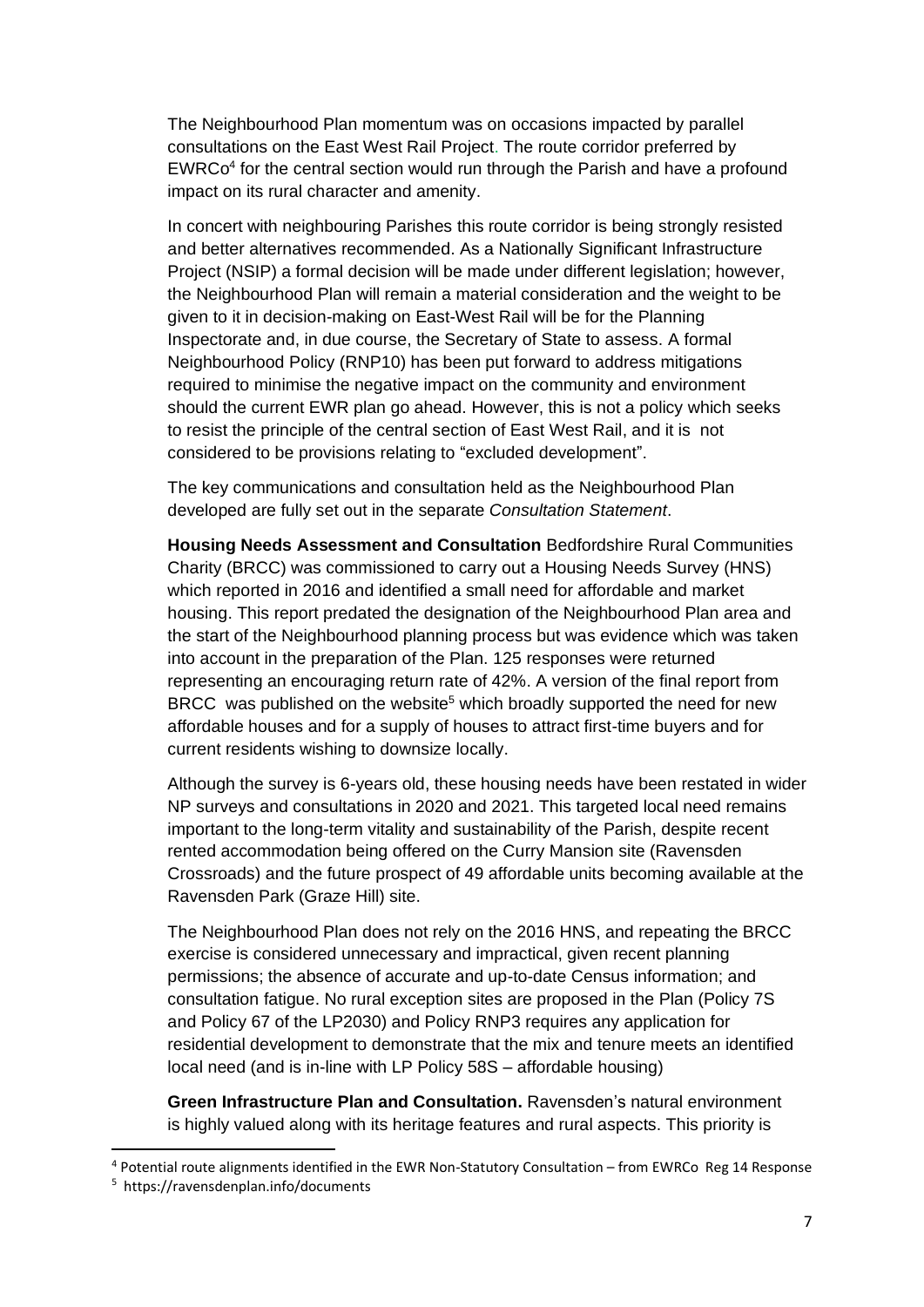The Neighbourhood Plan momentum was on occasions impacted by parallel consultations on the East West Rail Project. The route corridor preferred by EWRCo[4] for the central section would run through the Parish and have a profound impact on its rural character and amenity.

In concert with neighbouring Parishes this route corridor is being strongly resisted and better alternatives recommended. As a Nationally Significant Infrastructure Project (NSIP) a formal decision will be made under different legislation; however, the Neighbourhood Plan will remain a material consideration and the weight to be given to it in decision-making on East-West Rail will be for the Planning Inspectorate and, in due course, the Secretary of State to assess. A formal Neighbourhood Policy (RNP10) has been put forward to address mitigations required to minimise the negative impact on the community and environment should the current EWR plan go ahead. However, this is not a policy which seeks to resist the principle of the central section of East West Rail, and it is not considered to be provisions relating to "excluded development".

The key communications and consultation held as the Neighbourhood Plan developed are fully set out in the separate *Consultation Statement*.

**Housing Needs Assessment and Consultation** Bedfordshire Rural Communities Charity (BRCC) was commissioned to carry out a Housing Needs Survey (HNS) which reported in 2016 and identified a small need for affordable and market housing. This report predated the designation of the Neighbourhood Plan area and the start of the Neighbourhood planning process but was evidence which was taken into account in the preparation of the Plan. 125 responses were returned representing an encouraging return rate of 42%. A version of the final report from BRCC was published on the website[5] which broadly supported the need for new affordable houses and for a supply of houses to attract first-time buyers and for current residents wishing to downsize locally.

Although the survey is 6-years old, these housing needs have been restated in wider NP surveys and consultations in 2020 and 2021. This targeted local need remains important to the long-term vitality and sustainability of the Parish, despite recent rented accommodation being offered on the Curry Mansion site (Ravensden Crossroads) and the future prospect of 49 affordable units becoming available at the Ravensden Park (Graze Hill) site.

The Neighbourhood Plan does not rely on the 2016 HNS, and repeating the BRCC exercise is considered unnecessary and impractical, given recent planning permissions; the absence of accurate and up-to-date Census information; and consultation fatigue. No rural exception sites are proposed in the Plan (Policy 7S and Policy 67 of the LP2030) and Policy RNP3 requires any application for residential development to demonstrate that the mix and tenure meets an identified local need (and is in-line with LP Policy 58S – affordable housing)

**Green Infrastructure Plan and Consultation.** Ravensden's natural environment is highly valued along with its heritage features and rural aspects. This priority is

[4] Potential route alignments identified in the EWR Non-Statutory Consultation – from EWRCo Reg 14 Response

[5] https://ravensdenplan.info/documents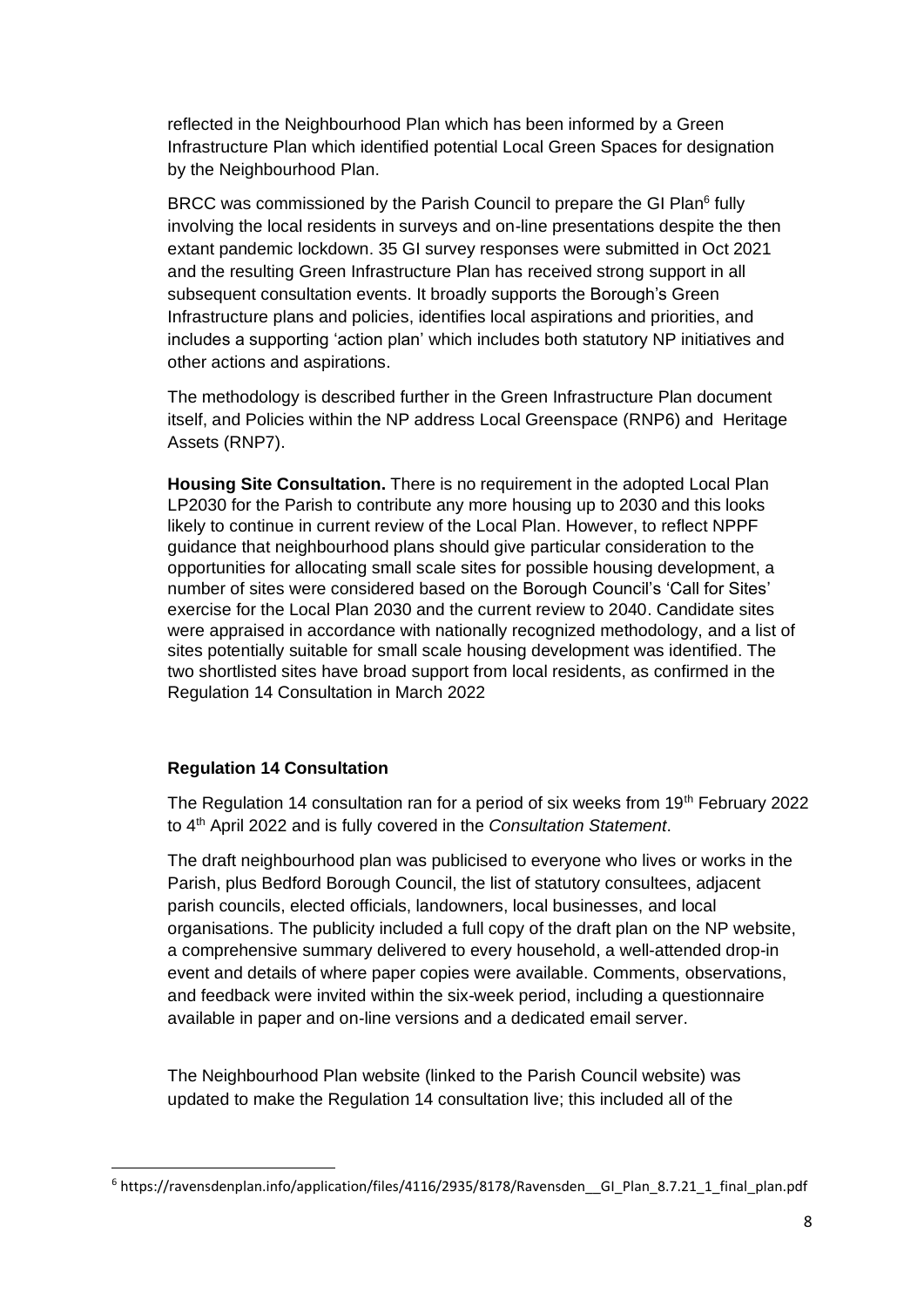reflected in the Neighbourhood Plan which has been informed by a Green Infrastructure Plan which identified potential Local Green Spaces for designation by the Neighbourhood Plan.

BRCC was commissioned by the Parish Council to prepare the GI Plan[6] fully involving the local residents in surveys and on-line presentations despite the then extant pandemic lockdown. 35 GI survey responses were submitted in Oct 2021 and the resulting Green Infrastructure Plan has received strong support in all subsequent consultation events. It broadly supports the Borough's Green Infrastructure plans and policies, identifies local aspirations and priorities, and includes a supporting 'action plan' which includes both statutory NP initiatives and other actions and aspirations.

The methodology is described further in the Green Infrastructure Plan document itself, and Policies within the NP address Local Greenspace (RNP6) and Heritage Assets (RNP7).

**Housing Site Consultation.** There is no requirement in the adopted Local Plan LP2030 for the Parish to contribute any more housing up to 2030 and this looks likely to continue in current review of the Local Plan. However, to reflect NPPF guidance that neighbourhood plans should give particular consideration to the opportunities for allocating small scale sites for possible housing development, a number of sites were considered based on the Borough Council's 'Call for Sites' exercise for the Local Plan 2030 and the current review to 2040. Candidate sites were appraised in accordance with nationally recognized methodology, and a list of sites potentially suitable for small scale housing development was identified. The two shortlisted sites have broad support from local residents, as confirmed in the Regulation 14 Consultation in March 2022

### Regulation 14 Consultation

The Regulation 14 consultation ran for a period of six weeks from 19th February 2022 to 4th April 2022 and is fully covered in the *Consultation Statement*.

The draft neighbourhood plan was publicised to everyone who lives or works in the Parish, plus Bedford Borough Council, the list of statutory consultees, adjacent parish councils, elected officials, landowners, local businesses, and local organisations. The publicity included a full copy of the draft plan on the NP website, a comprehensive summary delivered to every household, a well-attended drop-in event and details of where paper copies were available. Comments, observations, and feedback were invited within the six-week period, including a questionnaire available in paper and on-line versions and a dedicated email server.

The Neighbourhood Plan website (linked to the Parish Council website) was updated to make the Regulation 14 consultation live; this included all of the

[6] https://ravensdenplan.info/application/files/4116/2935/8178/Ravensden__GI_Plan_8.7.21_1_final_plan.pdf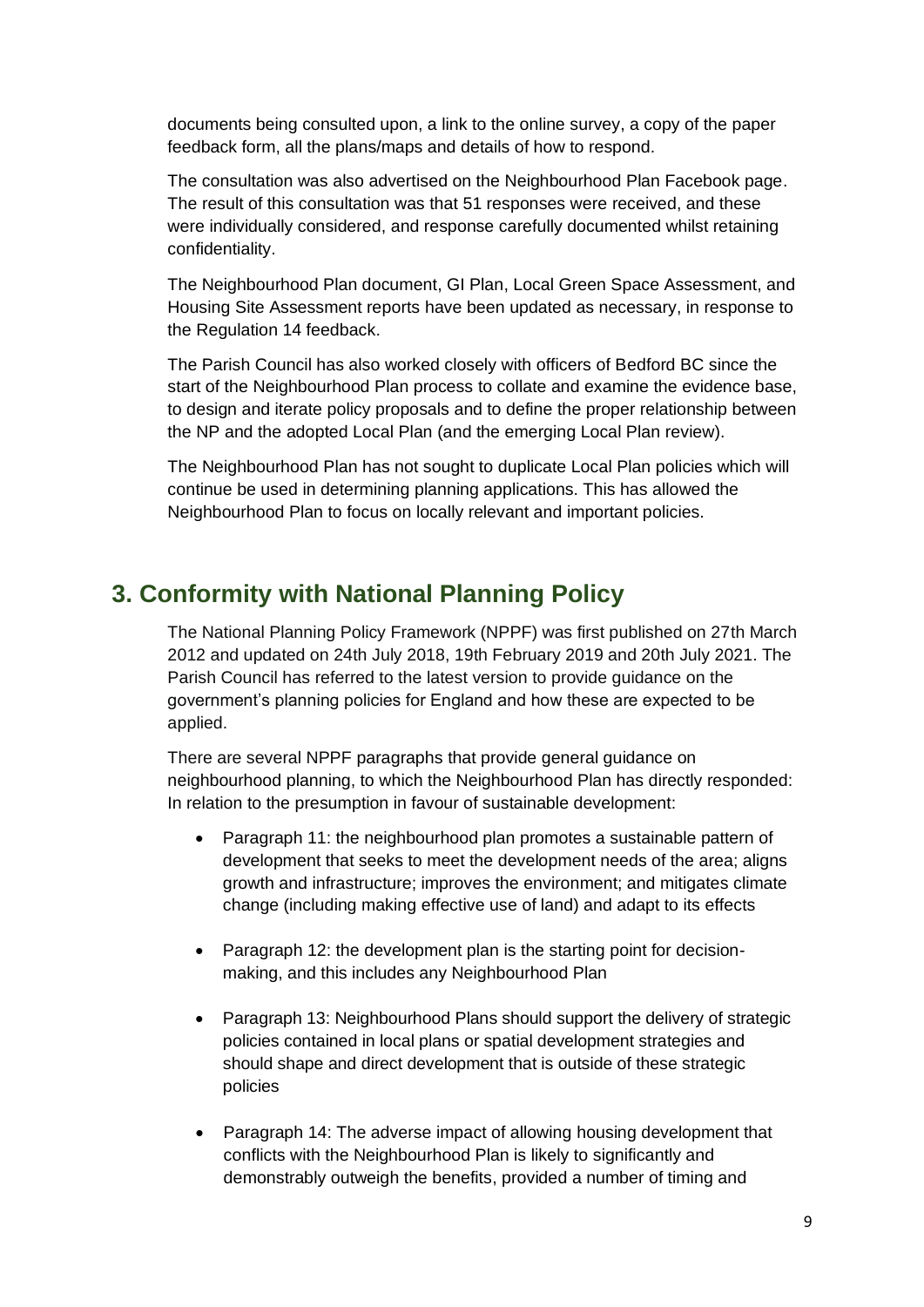documents being consulted upon, a link to the online survey, a copy of the paper feedback form, all the plans/maps and details of how to respond.

The consultation was also advertised on the Neighbourhood Plan Facebook page. The result of this consultation was that 51 responses were received, and these were individually considered, and response carefully documented whilst retaining confidentiality.

The Neighbourhood Plan document, GI Plan, Local Green Space Assessment, and Housing Site Assessment reports have been updated as necessary, in response to the Regulation 14 feedback.

The Parish Council has also worked closely with officers of Bedford BC since the start of the Neighbourhood Plan process to collate and examine the evidence base, to design and iterate policy proposals and to define the proper relationship between the NP and the adopted Local Plan (and the emerging Local Plan review).

The Neighbourhood Plan has not sought to duplicate Local Plan policies which will continue be used in determining planning applications. This has allowed the Neighbourhood Plan to focus on locally relevant and important policies.

## 3. Conformity with National Planning Policy

The National Planning Policy Framework (NPPF) was first published on 27th March 2012 and updated on 24th July 2018, 19th February 2019 and 20th July 2021. The Parish Council has referred to the latest version to provide guidance on the government's planning policies for England and how these are expected to be applied.

There are several NPPF paragraphs that provide general guidance on neighbourhood planning, to which the Neighbourhood Plan has directly responded: In relation to the presumption in favour of sustainable development:

- Paragraph 11: the neighbourhood plan promotes a sustainable pattern of development that seeks to meet the development needs of the area; aligns growth and infrastructure; improves the environment; and mitigates climate change (including making effective use of land) and adapt to its effects
- Paragraph 12: the development plan is the starting point for decision-making, and this includes any Neighbourhood Plan
- Paragraph 13: Neighbourhood Plans should support the delivery of strategic policies contained in local plans or spatial development strategies and should shape and direct development that is outside of these strategic policies
- Paragraph 14: The adverse impact of allowing housing development that conflicts with the Neighbourhood Plan is likely to significantly and demonstrably outweigh the benefits, provided a number of timing and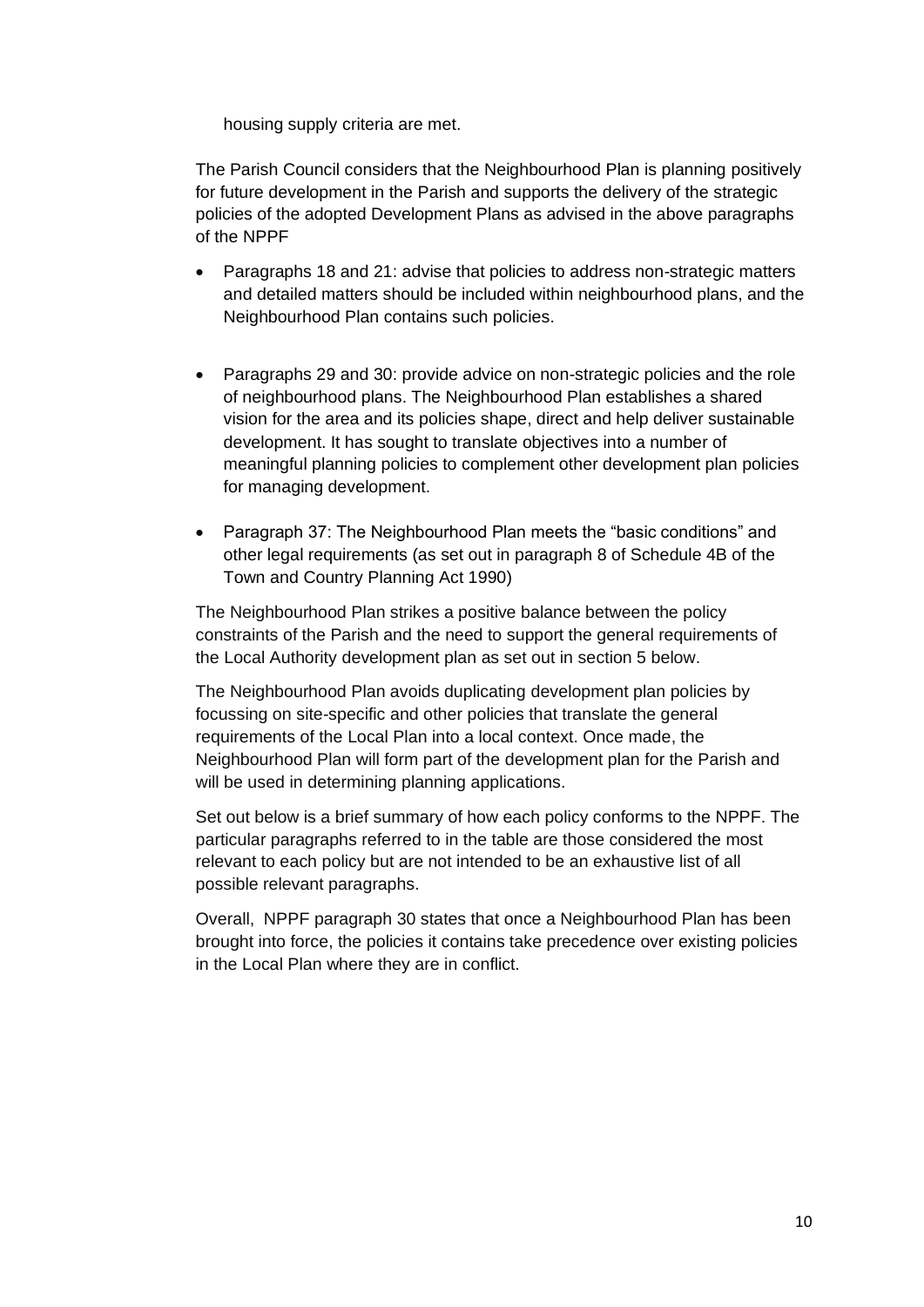housing supply criteria are met.

The Parish Council considers that the Neighbourhood Plan is planning positively for future development in the Parish and supports the delivery of the strategic policies of the adopted Development Plans as advised in the above paragraphs of the NPPF

- Paragraphs 18 and 21: advise that policies to address non-strategic matters and detailed matters should be included within neighbourhood plans, and the Neighbourhood Plan contains such policies.

- Paragraphs 29 and 30: provide advice on non-strategic policies and the role of neighbourhood plans. The Neighbourhood Plan establishes a shared vision for the area and its policies shape, direct and help deliver sustainable development. It has sought to translate objectives into a number of meaningful planning policies to complement other development plan policies for managing development.

- Paragraph 37: The Neighbourhood Plan meets the "basic conditions" and other legal requirements (as set out in paragraph 8 of Schedule 4B of the Town and Country Planning Act 1990)

The Neighbourhood Plan strikes a positive balance between the policy constraints of the Parish and the need to support the general requirements of the Local Authority development plan as set out in section 5 below.

The Neighbourhood Plan avoids duplicating development plan policies by focussing on site-specific and other policies that translate the general requirements of the Local Plan into a local context. Once made, the Neighbourhood Plan will form part of the development plan for the Parish and will be used in determining planning applications.

Set out below is a brief summary of how each policy conforms to the NPPF. The particular paragraphs referred to in the table are those considered the most relevant to each policy but are not intended to be an exhaustive list of all possible relevant paragraphs.

Overall, NPPF paragraph 30 states that once a Neighbourhood Plan has been brought into force, the policies it contains take precedence over existing policies in the Local Plan where they are in conflict.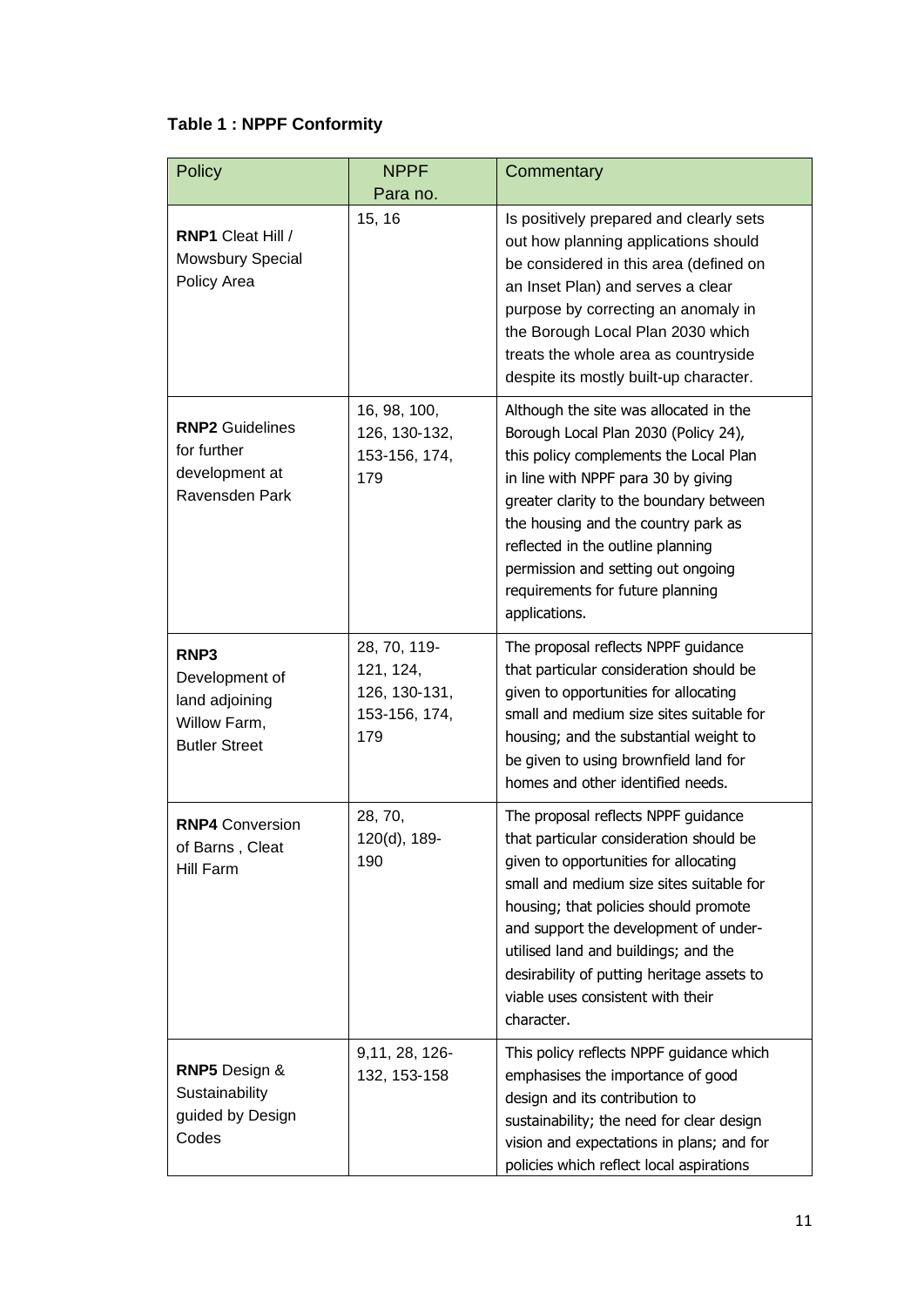**Table 1 : NPPF Conformity**

| Policy | NPPF Para no. | Commentary |
|---|---|---|
| **RNP1** Cleat Hill / Mowsbury Special Policy Area | 15, 16 | Is positively prepared and clearly sets out how planning applications should be considered in this area (defined on an Inset Plan) and serves a clear purpose by correcting an anomaly in the Borough Local Plan 2030 which treats the whole area as countryside despite its mostly built-up character. |
| **RNP2** Guidelines for further development at Ravensden Park | 16, 98, 100, 126, 130-132, 153-156, 174, 179 | Although the site was allocated in the Borough Local Plan 2030 (Policy 24), this policy complements the Local Plan in line with NPPF para 30 by giving greater clarity to the boundary between the housing and the country park as reflected in the outline planning permission and setting out ongoing requirements for future planning applications. |
| **RNP3** Development of land adjoining Willow Farm, Butler Street | 28, 70, 119-121, 124, 126, 130-131, 153-156, 174, 179 | The proposal reflects NPPF guidance that particular consideration should be given to opportunities for allocating small and medium size sites suitable for housing; and the substantial weight to be given to using brownfield land for homes and other identified needs. |
| **RNP4** Conversion of Barns , Cleat Hill Farm | 28, 70, 120(d), 189-190 | The proposal reflects NPPF guidance that particular consideration should be given to opportunities for allocating small and medium size sites suitable for housing; that policies should promote and support the development of under-utilised land and buildings; and the desirability of putting heritage assets to viable uses consistent with their character. |
| **RNP5** Design & Sustainability guided by Design Codes | 9,11, 28, 126-132, 153-158 | This policy reflects NPPF guidance which emphasises the importance of good design and its contribution to sustainability; the need for clear design vision and expectations in plans; and for policies which reflect local aspirations |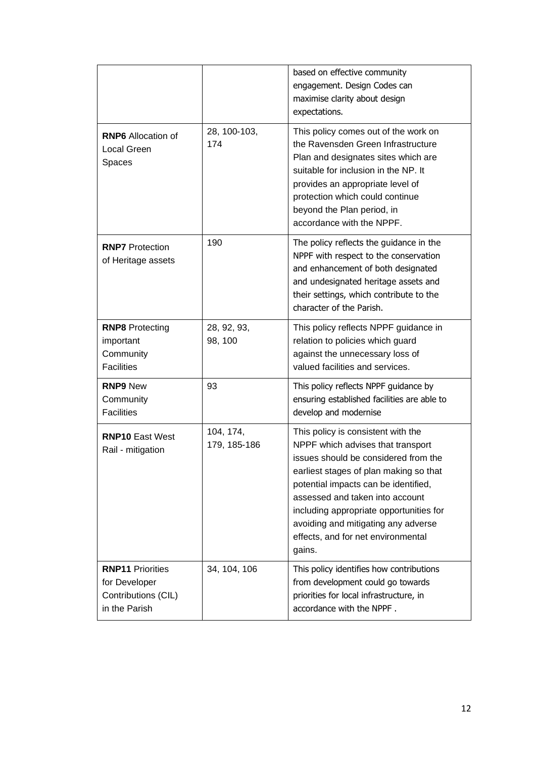| | | |
|---|---|---|
| | | based on effective community engagement. Design Codes can maximise clarity about design expectations. |
| **RNP6** Allocation of Local Green Spaces | 28, 100-103, 174 | This policy comes out of the work on the Ravensden Green Infrastructure Plan and designates sites which are suitable for inclusion in the NP. It provides an appropriate level of protection which could continue beyond the Plan period, in accordance with the NPPF. |
| **RNP7** Protection of Heritage assets | 190 | The policy reflects the guidance in the NPPF with respect to the conservation and enhancement of both designated and undesignated heritage assets and their settings, which contribute to the character of the Parish. |
| **RNP8** Protecting important Community Facilities | 28, 92, 93, 98, 100 | This policy reflects NPPF guidance in relation to policies which guard against the unnecessary loss of valued facilities and services. |
| **RNP9** New Community Facilities | 93 | This policy reflects NPPF guidance by ensuring established facilities are able to develop and modernise |
| **RNP10** East West Rail - mitigation | 104, 174, 179, 185-186 | This policy is consistent with the NPPF which advises that transport issues should be considered from the earliest stages of plan making so that potential impacts can be identified, assessed and taken into account including appropriate opportunities for avoiding and mitigating any adverse effects, and for net environmental gains. |
| **RNP11** Priorities for Developer Contributions (CIL) in the Parish | 34, 104, 106 | This policy identifies how contributions from development could go towards priorities for local infrastructure, in accordance with the NPPF . |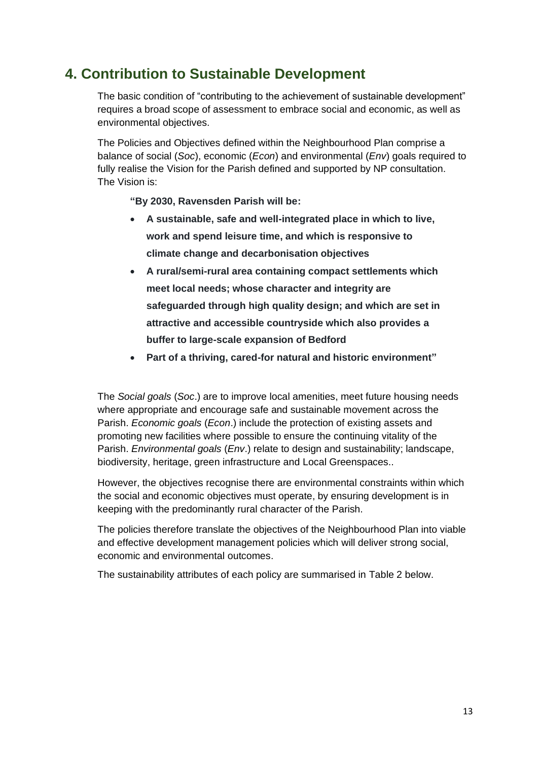## 4. Contribution to Sustainable Development

The basic condition of "contributing to the achievement of sustainable development" requires a broad scope of assessment to embrace social and economic, as well as environmental objectives.

The Policies and Objectives defined within the Neighbourhood Plan comprise a balance of social (*Soc*), economic (*Econ*) and environmental (*Env*) goals required to fully realise the Vision for the Parish defined and supported by NP consultation. The Vision is:

> **"By 2030, Ravensden Parish will be:**
>
> - **A sustainable, safe and well-integrated place in which to live, work and spend leisure time, and which is responsive to climate change and decarbonisation objectives**
> - **A rural/semi-rural area containing compact settlements which meet local needs; whose character and integrity are safeguarded through high quality design; and which are set in attractive and accessible countryside which also provides a buffer to large-scale expansion of Bedford**
> - **Part of a thriving, cared-for natural and historic environment"**

The *Social goals* (*Soc*.) are to improve local amenities, meet future housing needs where appropriate and encourage safe and sustainable movement across the Parish. *Economic goals* (*Econ*.) include the protection of existing assets and promoting new facilities where possible to ensure the continuing vitality of the Parish. *Environmental goals* (*Env*.) relate to design and sustainability; landscape, biodiversity, heritage, green infrastructure and Local Greenspaces..

However, the objectives recognise there are environmental constraints within which the social and economic objectives must operate, by ensuring development is in keeping with the predominantly rural character of the Parish.

The policies therefore translate the objectives of the Neighbourhood Plan into viable and effective development management policies which will deliver strong social, economic and environmental outcomes.

The sustainability attributes of each policy are summarised in Table 2 below.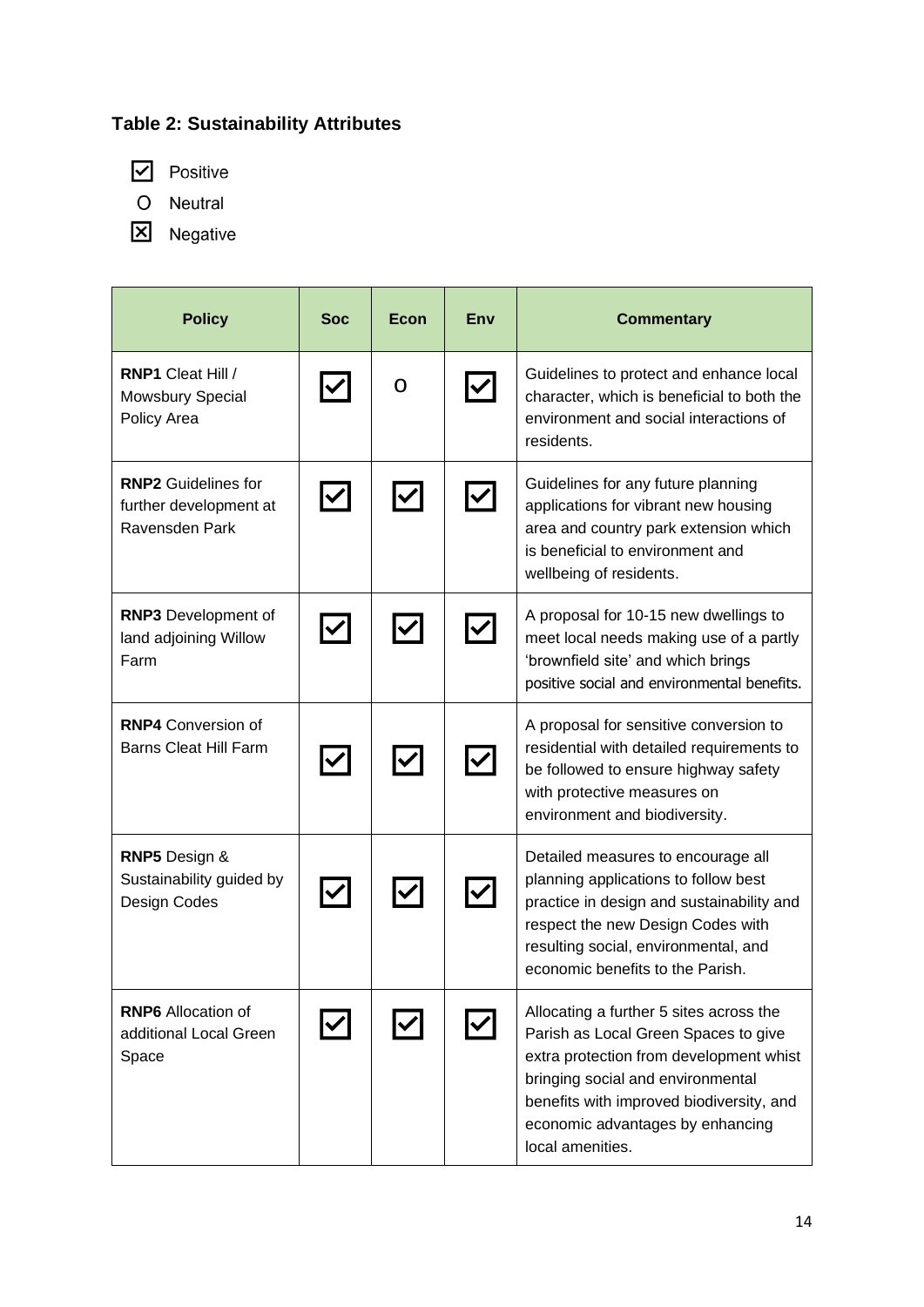**Table 2: Sustainability Attributes**

☑ Positive

O Neutral

☒ Negative

| Policy | Soc | Econ | Env | Commentary |
|---|---|---|---|---|
| **RNP1** Cleat Hill / Mowsbury Special Policy Area | ☑ | O | ☑ | Guidelines to protect and enhance local character, which is beneficial to both the environment and social interactions of residents. |
| **RNP2** Guidelines for further development at Ravensden Park | ☑ | ☑ | ☑ | Guidelines for any future planning applications for vibrant new housing area and country park extension which is beneficial to environment and wellbeing of residents. |
| **RNP3** Development of land adjoining Willow Farm | ☑ | ☑ | ☑ | A proposal for 10-15 new dwellings to meet local needs making use of a partly 'brownfield site' and which brings positive social and environmental benefits. |
| **RNP4** Conversion of Barns Cleat Hill Farm | ☑ | ☑ | ☑ | A proposal for sensitive conversion to residential with detailed requirements to be followed to ensure highway safety with protective measures on environment and biodiversity. |
| **RNP5** Design & Sustainability guided by Design Codes | ☑ | ☑ | ☑ | Detailed measures to encourage all planning applications to follow best practice in design and sustainability and respect the new Design Codes with resulting social, environmental, and economic benefits to the Parish. |
| **RNP6** Allocation of additional Local Green Space | ☑ | ☑ | ☑ | Allocating a further 5 sites across the Parish as Local Green Spaces to give extra protection from development whist bringing social and environmental benefits with improved biodiversity, and economic advantages by enhancing local amenities. |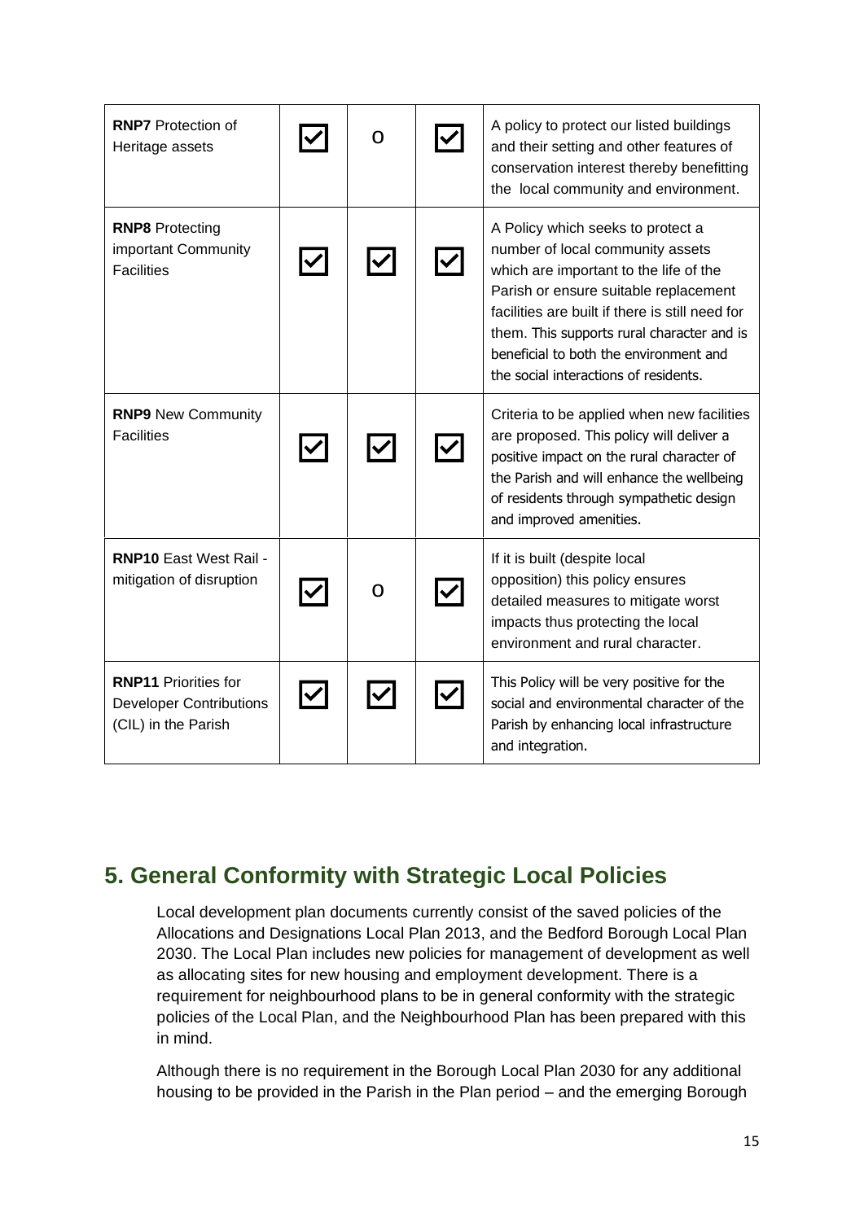| | | | | |
|---|---|---|---|---|
| **RNP7** Protection of Heritage assets | ☑ | o | ☑ | A policy to protect our listed buildings and their setting and other features of conservation interest thereby benefitting the local community and environment. |
| **RNP8** Protecting important Community Facilities | ☑ | ☑ | ☑ | A Policy which seeks to protect a number of local community assets which are important to the life of the Parish or ensure suitable replacement facilities are built if there is still need for them. This supports rural character and is beneficial to both the environment and the social interactions of residents. |
| **RNP9** New Community Facilities | ☑ | ☑ | ☑ | Criteria to be applied when new facilities are proposed. This policy will deliver a positive impact on the rural character of the Parish and will enhance the wellbeing of residents through sympathetic design and improved amenities. |
| **RNP10** East West Rail - mitigation of disruption | ☑ | o | ☑ | If it is built (despite local opposition) this policy ensures detailed measures to mitigate worst impacts thus protecting the local environment and rural character. |
| **RNP11** Priorities for Developer Contributions (CIL) in the Parish | ☑ | ☑ | ☑ | This Policy will be very positive for the social and environmental character of the Parish by enhancing local infrastructure and integration. |

## 5. General Conformity with Strategic Local Policies

Local development plan documents currently consist of the saved policies of the Allocations and Designations Local Plan 2013, and the Bedford Borough Local Plan 2030. The Local Plan includes new policies for management of development as well as allocating sites for new housing and employment development. There is a requirement for neighbourhood plans to be in general conformity with the strategic policies of the Local Plan, and the Neighbourhood Plan has been prepared with this in mind.

Although there is no requirement in the Borough Local Plan 2030 for any additional housing to be provided in the Parish in the Plan period – and the emerging Borough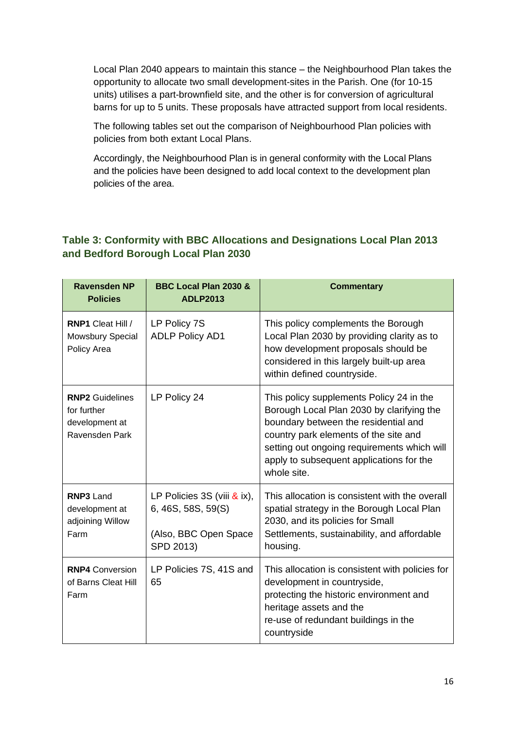Local Plan 2040 appears to maintain this stance – the Neighbourhood Plan takes the opportunity to allocate two small development-sites in the Parish. One (for 10-15 units) utilises a part-brownfield site, and the other is for conversion of agricultural barns for up to 5 units. These proposals have attracted support from local residents.

The following tables set out the comparison of Neighbourhood Plan policies with policies from both extant Local Plans.

Accordingly, the Neighbourhood Plan is in general conformity with the Local Plans and the policies have been designed to add local context to the development plan policies of the area.

### Table 3: Conformity with BBC Allocations and Designations Local Plan 2013 and Bedford Borough Local Plan 2030

| Ravensden NP Policies | BBC Local Plan 2030 & ADLP2013 | Commentary |
|---|---|---|
| **RNP1** Cleat Hill / Mowsbury Special Policy Area | LP Policy 7S<br>ADLP Policy AD1 | This policy complements the Borough Local Plan 2030 by providing clarity as to how development proposals should be considered in this largely built-up area within defined countryside. |
| **RNP2** Guidelines for further development at Ravensden Park | LP Policy 24 | This policy supplements Policy 24 in the Borough Local Plan 2030 by clarifying the boundary between the residential and country park elements of the site and setting out ongoing requirements which will apply to subsequent applications for the whole site. |
| **RNP3** Land development at adjoining Willow Farm | LP Policies 3S (viii & ix), 6, 46S, 58S, 59(S)<br><br>(Also, BBC Open Space SPD 2013) | This allocation is consistent with the overall spatial strategy in the Borough Local Plan 2030, and its policies for Small Settlements, sustainability, and affordable housing. |
| **RNP4** Conversion of Barns Cleat Hill Farm | LP Policies 7S, 41S and 65 | This allocation is consistent with policies for development in countryside, protecting the historic environment and heritage assets and the re-use of redundant buildings in the countryside |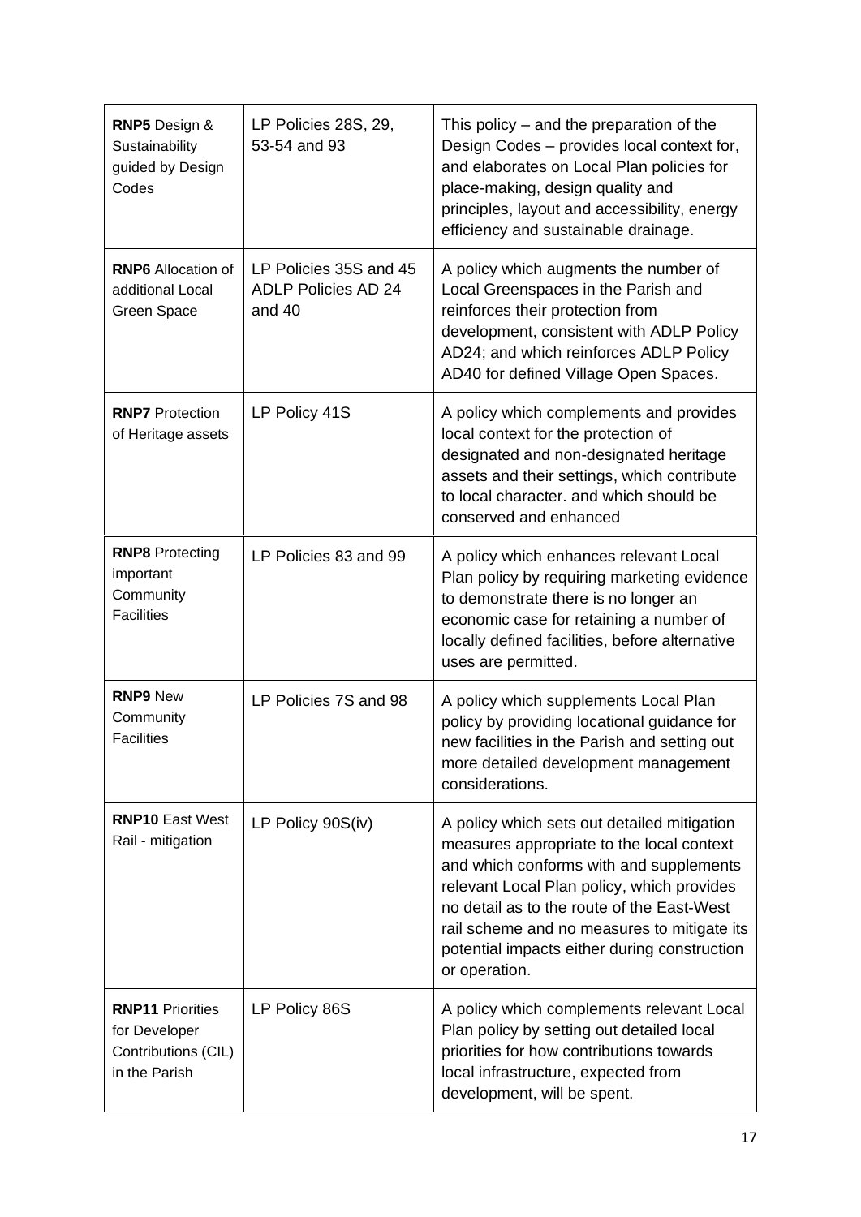| | | |
|---|---|---|
| **RNP5** Design & Sustainability guided by Design Codes | LP Policies 28S, 29, 53-54 and 93 | This policy – and the preparation of the Design Codes – provides local context for, and elaborates on Local Plan policies for place-making, design quality and principles, layout and accessibility, energy efficiency and sustainable drainage. |
| **RNP6** Allocation of additional Local Green Space | LP Policies 35S and 45 ADLP Policies AD 24 and 40 | A policy which augments the number of Local Greenspaces in the Parish and reinforces their protection from development, consistent with ADLP Policy AD24; and which reinforces ADLP Policy AD40 for defined Village Open Spaces. |
| **RNP7** Protection of Heritage assets | LP Policy 41S | A policy which complements and provides local context for the protection of designated and non-designated heritage assets and their settings, which contribute to local character. and which should be conserved and enhanced |
| **RNP8** Protecting important Community Facilities | LP Policies 83 and 99 | A policy which enhances relevant Local Plan policy by requiring marketing evidence to demonstrate there is no longer an economic case for retaining a number of locally defined facilities, before alternative uses are permitted. |
| **RNP9** New Community Facilities | LP Policies 7S and 98 | A policy which supplements Local Plan policy by providing locational guidance for new facilities in the Parish and setting out more detailed development management considerations. |
| **RNP10** East West Rail - mitigation | LP Policy 90S(iv) | A policy which sets out detailed mitigation measures appropriate to the local context and which conforms with and supplements relevant Local Plan policy, which provides no detail as to the route of the East-West rail scheme and no measures to mitigate its potential impacts either during construction or operation. |
| **RNP11** Priorities for Developer Contributions (CIL) in the Parish | LP Policy 86S | A policy which complements relevant Local Plan policy by setting out detailed local priorities for how contributions towards local infrastructure, expected from development, will be spent. |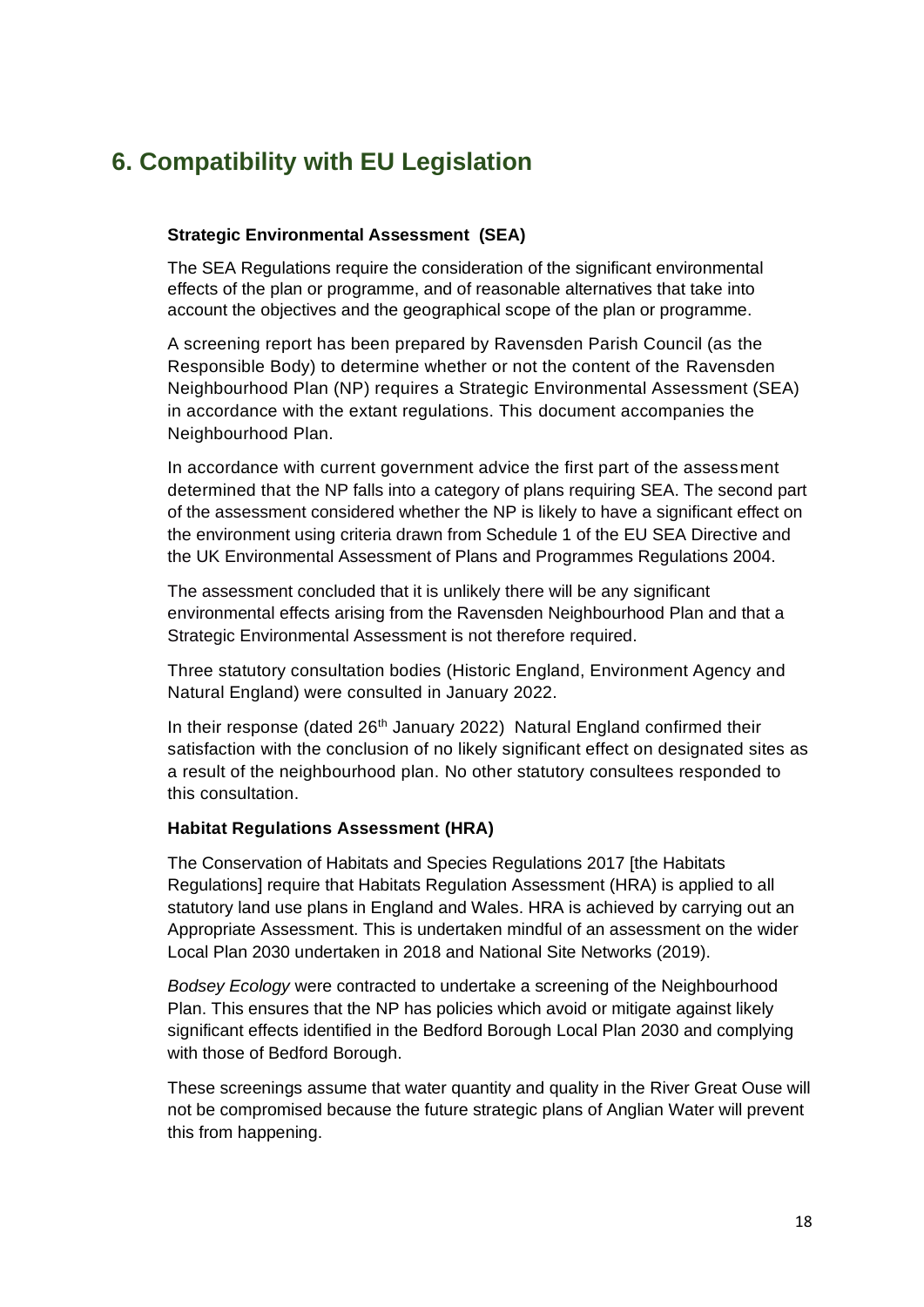# 6. Compatibility with EU Legislation

**Strategic Environmental Assessment (SEA)**

The SEA Regulations require the consideration of the significant environmental effects of the plan or programme, and of reasonable alternatives that take into account the objectives and the geographical scope of the plan or programme.

A screening report has been prepared by Ravensden Parish Council (as the Responsible Body) to determine whether or not the content of the Ravensden Neighbourhood Plan (NP) requires a Strategic Environmental Assessment (SEA) in accordance with the extant regulations. This document accompanies the Neighbourhood Plan.

In accordance with current government advice the first part of the assessment determined that the NP falls into a category of plans requiring SEA. The second part of the assessment considered whether the NP is likely to have a significant effect on the environment using criteria drawn from Schedule 1 of the EU SEA Directive and the UK Environmental Assessment of Plans and Programmes Regulations 2004.

The assessment concluded that it is unlikely there will be any significant environmental effects arising from the Ravensden Neighbourhood Plan and that a Strategic Environmental Assessment is not therefore required.

Three statutory consultation bodies (Historic England, Environment Agency and Natural England) were consulted in January 2022.

In their response (dated 26th January 2022) Natural England confirmed their satisfaction with the conclusion of no likely significant effect on designated sites as a result of the neighbourhood plan. No other statutory consultees responded to this consultation.

**Habitat Regulations Assessment (HRA)**

The Conservation of Habitats and Species Regulations 2017 [the Habitats Regulations] require that Habitats Regulation Assessment (HRA) is applied to all statutory land use plans in England and Wales. HRA is achieved by carrying out an Appropriate Assessment. This is undertaken mindful of an assessment on the wider Local Plan 2030 undertaken in 2018 and National Site Networks (2019).

*Bodsey Ecology* were contracted to undertake a screening of the Neighbourhood Plan. This ensures that the NP has policies which avoid or mitigate against likely significant effects identified in the Bedford Borough Local Plan 2030 and complying with those of Bedford Borough.

These screenings assume that water quantity and quality in the River Great Ouse will not be compromised because the future strategic plans of Anglian Water will prevent this from happening.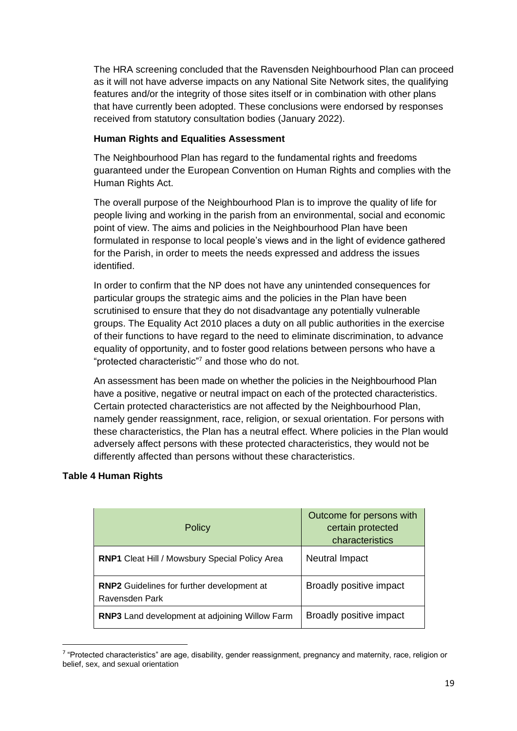The HRA screening concluded that the Ravensden Neighbourhood Plan can proceed as it will not have adverse impacts on any National Site Network sites, the qualifying features and/or the integrity of those sites itself or in combination with other plans that have currently been adopted. These conclusions were endorsed by responses received from statutory consultation bodies (January 2022).

**Human Rights and Equalities Assessment**

The Neighbourhood Plan has regard to the fundamental rights and freedoms guaranteed under the European Convention on Human Rights and complies with the Human Rights Act.

The overall purpose of the Neighbourhood Plan is to improve the quality of life for people living and working in the parish from an environmental, social and economic point of view. The aims and policies in the Neighbourhood Plan have been formulated in response to local people's views and in the light of evidence gathered for the Parish, in order to meets the needs expressed and address the issues identified.

In order to confirm that the NP does not have any unintended consequences for particular groups the strategic aims and the policies in the Plan have been scrutinised to ensure that they do not disadvantage any potentially vulnerable groups. The Equality Act 2010 places a duty on all public authorities in the exercise of their functions to have regard to the need to eliminate discrimination, to advance equality of opportunity, and to foster good relations between persons who have a "protected characteristic"[7] and those who do not.

An assessment has been made on whether the policies in the Neighbourhood Plan have a positive, negative or neutral impact on each of the protected characteristics. Certain protected characteristics are not affected by the Neighbourhood Plan, namely gender reassignment, race, religion, or sexual orientation. For persons with these characteristics, the Plan has a neutral effect. Where policies in the Plan would adversely affect persons with these protected characteristics, they would not be differently affected than persons without these characteristics.

**Table 4 Human Rights**

| Policy | Outcome for persons with certain protected characteristics |
|---|---|
| **RNP1** Cleat Hill / Mowsbury Special Policy Area | Neutral Impact |
| **RNP2** Guidelines for further development at Ravensden Park | Broadly positive impact |
| **RNP3** Land development at adjoining Willow Farm | Broadly positive impact |

[7] "Protected characteristics" are age, disability, gender reassignment, pregnancy and maternity, race, religion or belief, sex, and sexual orientation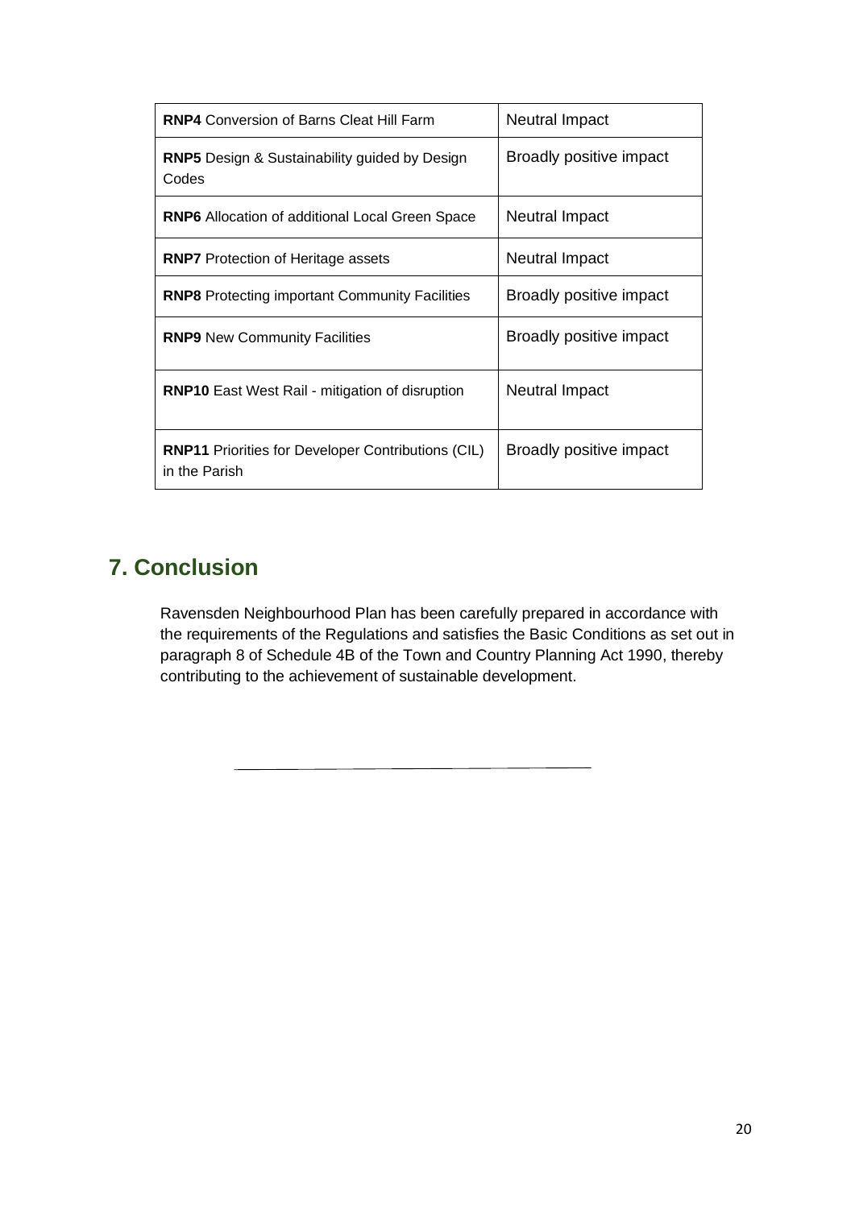| | |
|---|---|
| **RNP4** Conversion of Barns Cleat Hill Farm | Neutral Impact |
| **RNP5** Design & Sustainability guided by Design Codes | Broadly positive impact |
| **RNP6** Allocation of additional Local Green Space | Neutral Impact |
| **RNP7** Protection of Heritage assets | Neutral Impact |
| **RNP8** Protecting important Community Facilities | Broadly positive impact |
| **RNP9** New Community Facilities | Broadly positive impact |
| **RNP10** East West Rail - mitigation of disruption | Neutral Impact |
| **RNP11** Priorities for Developer Contributions (CIL) in the Parish | Broadly positive impact |

## 7. Conclusion

Ravensden Neighbourhood Plan has been carefully prepared in accordance with the requirements of the Regulations and satisfies the Basic Conditions as set out in paragraph 8 of Schedule 4B of the Town and Country Planning Act 1990, thereby contributing to the achievement of sustainable development.